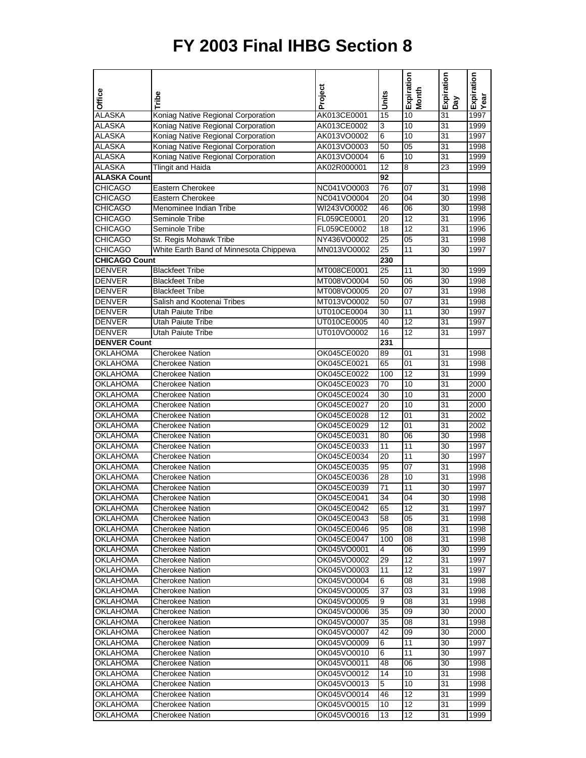# FY 2003 Final IHBG Section 8

| Office | Tribe | Project | Units | Expiration Month | Expiration Day | Expiration Year |
|---|---|---|---|---|---|---|
| ALASKA | Koniag Native Regional Corporation | AK013CE0001 | 15 | 10 | 31 | 1997 |
| ALASKA | Koniag Native Regional Corporation | AK013CE0002 | 3 | 10 | 31 | 1999 |
| ALASKA | Koniag Native Regional Corporation | AK013VO0002 | 6 | 10 | 31 | 1997 |
| ALASKA | Koniag Native Regional Corporation | AK013VO0003 | 50 | 05 | 31 | 1998 |
| ALASKA | Koniag Native Regional Corporation | AK013VO0004 | 6 | 10 | 31 | 1999 |
| ALASKA | Tlingit and Haida | AK02R000001 | 12 | 8 | 23 | 1999 |
| **ALASKA Count** | | | **92** | | | |
| CHICAGO | Eastern Cherokee | NC041VO0003 | 76 | 07 | 31 | 1998 |
| CHICAGO | Eastern Cherokee | NC041VO0004 | 20 | 04 | 30 | 1998 |
| CHICAGO | Menominee Indian Tribe | WI243VO0002 | 46 | 06 | 30 | 1998 |
| CHICAGO | Seminole Tribe | FL059CE0001 | 20 | 12 | 31 | 1996 |
| CHICAGO | Seminole Tribe | FL059CE0002 | 18 | 12 | 31 | 1996 |
| CHICAGO | St. Regis Mohawk Tribe | NY436VO0002 | 25 | 05 | 31 | 1998 |
| CHICAGO | White Earth Band of Minnesota Chippewa | MN013VO0002 | 25 | 11 | 30 | 1997 |
| **CHICAGO Count** | | | **230** | | | |
| DENVER | Blackfeet Tribe | MT008CE0001 | 25 | 11 | 30 | 1999 |
| DENVER | Blackfeet Tribe | MT008VO0004 | 50 | 06 | 30 | 1998 |
| DENVER | Blackfeet Tribe | MT008VO0005 | 20 | 07 | 31 | 1998 |
| DENVER | Salish and Kootenai Tribes | MT013VO0002 | 50 | 07 | 31 | 1998 |
| DENVER | Utah Paiute Tribe | UT010CE0004 | 30 | 11 | 30 | 1997 |
| DENVER | Utah Paiute Tribe | UT010CE0005 | 40 | 12 | 31 | 1997 |
| DENVER | Utah Paiute Tribe | UT010VO0002 | 16 | 12 | 31 | 1997 |
| **DENVER Count** | | | **231** | | | |
| OKLAHOMA | Cherokee Nation | OK045CE0020 | 89 | 01 | 31 | 1998 |
| OKLAHOMA | Cherokee Nation | OK045CE0021 | 65 | 01 | 31 | 1998 |
| OKLAHOMA | Cherokee Nation | OK045CE0022 | 100 | 12 | 31 | 1999 |
| OKLAHOMA | Cherokee Nation | OK045CE0023 | 70 | 10 | 31 | 2000 |
| OKLAHOMA | Cherokee Nation | OK045CE0024 | 30 | 10 | 31 | 2000 |
| OKLAHOMA | Cherokee Nation | OK045CE0027 | 20 | 10 | 31 | 2000 |
| OKLAHOMA | Cherokee Nation | OK045CE0028 | 12 | 01 | 31 | 2002 |
| OKLAHOMA | Cherokee Nation | OK045CE0029 | 12 | 01 | 31 | 2002 |
| OKLAHOMA | Cherokee Nation | OK045CE0031 | 80 | 06 | 30 | 1998 |
| OKLAHOMA | Cherokee Nation | OK045CE0033 | 11 | 11 | 30 | 1997 |
| OKLAHOMA | Cherokee Nation | OK045CE0034 | 20 | 11 | 30 | 1997 |
| OKLAHOMA | Cherokee Nation | OK045CE0035 | 95 | 07 | 31 | 1998 |
| OKLAHOMA | Cherokee Nation | OK045CE0036 | 28 | 10 | 31 | 1998 |
| OKLAHOMA | Cherokee Nation | OK045CE0039 | 71 | 11 | 30 | 1997 |
| OKLAHOMA | Cherokee Nation | OK045CE0041 | 34 | 04 | 30 | 1998 |
| OKLAHOMA | Cherokee Nation | OK045CE0042 | 65 | 12 | 31 | 1997 |
| OKLAHOMA | Cherokee Nation | OK045CE0043 | 58 | 05 | 31 | 1998 |
| OKLAHOMA | Cherokee Nation | OK045CE0046 | 95 | 08 | 31 | 1998 |
| OKLAHOMA | Cherokee Nation | OK045CE0047 | 100 | 08 | 31 | 1998 |
| OKLAHOMA | Cherokee Nation | OK045VO0001 | 4 | 06 | 30 | 1999 |
| OKLAHOMA | Cherokee Nation | OK045VO0002 | 29 | 12 | 31 | 1997 |
| OKLAHOMA | Cherokee Nation | OK045VO0003 | 11 | 12 | 31 | 1997 |
| OKLAHOMA | Cherokee Nation | OK045VO0004 | 6 | 08 | 31 | 1998 |
| OKLAHOMA | Cherokee Nation | OK045VO0005 | 37 | 03 | 31 | 1998 |
| OKLAHOMA | Cherokee Nation | OK045VO0005 | 9 | 08 | 31 | 1998 |
| OKLAHOMA | Cherokee Nation | OK045VO0006 | 35 | 09 | 30 | 2000 |
| OKLAHOMA | Cherokee Nation | OK045VO0007 | 35 | 08 | 31 | 1998 |
| OKLAHOMA | Cherokee Nation | OK045VO0007 | 42 | 09 | 30 | 2000 |
| OKLAHOMA | Cherokee Nation | OK045VO0009 | 6 | 11 | 30 | 1997 |
| OKLAHOMA | Cherokee Nation | OK045VO0010 | 6 | 11 | 30 | 1997 |
| OKLAHOMA | Cherokee Nation | OK045VO0011 | 48 | 06 | 30 | 1998 |
| OKLAHOMA | Cherokee Nation | OK045VO0012 | 14 | 10 | 31 | 1998 |
| OKLAHOMA | Cherokee Nation | OK045VO0013 | 5 | 10 | 31 | 1998 |
| OKLAHOMA | Cherokee Nation | OK045VO0014 | 46 | 12 | 31 | 1999 |
| OKLAHOMA | Cherokee Nation | OK045VO0015 | 10 | 12 | 31 | 1999 |
| OKLAHOMA | Cherokee Nation | OK045VO0016 | 13 | 12 | 31 | 1999 |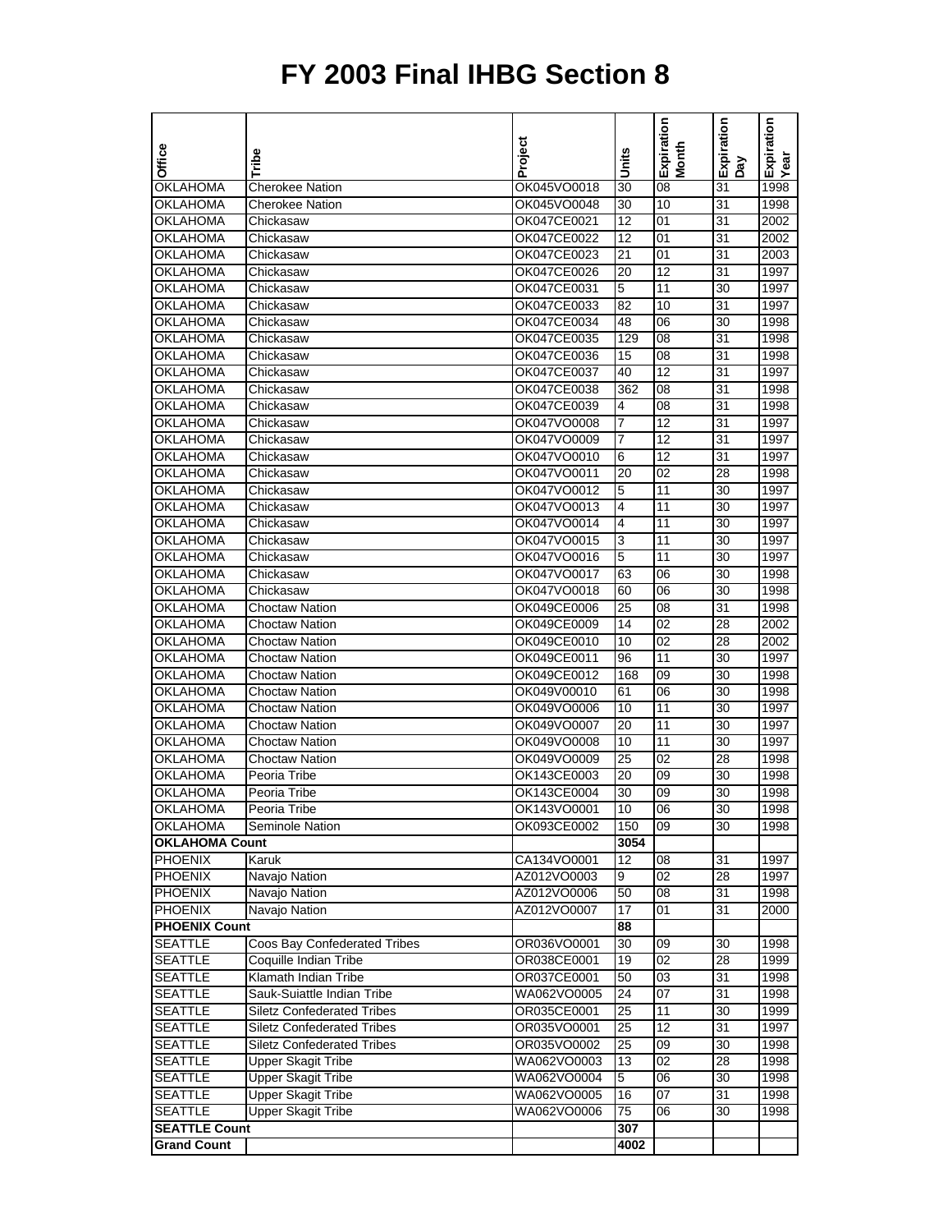# FY 2003 Final IHBG Section 8

| Office | Tribe | Project | Units | Expiration Month | Expiration Day | Expiration Year |
|---|---|---|---|---|---|---|
| OKLAHOMA | Cherokee Nation | OK045VO0018 | 30 | 08 | 31 | 1998 |
| OKLAHOMA | Cherokee Nation | OK045VO0048 | 30 | 10 | 31 | 1998 |
| OKLAHOMA | Chickasaw | OK047CE0021 | 12 | 01 | 31 | 2002 |
| OKLAHOMA | Chickasaw | OK047CE0022 | 12 | 01 | 31 | 2002 |
| OKLAHOMA | Chickasaw | OK047CE0023 | 21 | 01 | 31 | 2003 |
| OKLAHOMA | Chickasaw | OK047CE0026 | 20 | 12 | 31 | 1997 |
| OKLAHOMA | Chickasaw | OK047CE0031 | 5 | 11 | 30 | 1997 |
| OKLAHOMA | Chickasaw | OK047CE0033 | 82 | 10 | 31 | 1997 |
| OKLAHOMA | Chickasaw | OK047CE0034 | 48 | 06 | 30 | 1998 |
| OKLAHOMA | Chickasaw | OK047CE0035 | 129 | 08 | 31 | 1998 |
| OKLAHOMA | Chickasaw | OK047CE0036 | 15 | 08 | 31 | 1998 |
| OKLAHOMA | Chickasaw | OK047CE0037 | 40 | 12 | 31 | 1997 |
| OKLAHOMA | Chickasaw | OK047CE0038 | 362 | 08 | 31 | 1998 |
| OKLAHOMA | Chickasaw | OK047CE0039 | 4 | 08 | 31 | 1998 |
| OKLAHOMA | Chickasaw | OK047VO0008 | 7 | 12 | 31 | 1997 |
| OKLAHOMA | Chickasaw | OK047VO0009 | 7 | 12 | 31 | 1997 |
| OKLAHOMA | Chickasaw | OK047VO0010 | 6 | 12 | 31 | 1997 |
| OKLAHOMA | Chickasaw | OK047VO0011 | 20 | 02 | 28 | 1998 |
| OKLAHOMA | Chickasaw | OK047VO0012 | 5 | 11 | 30 | 1997 |
| OKLAHOMA | Chickasaw | OK047VO0013 | 4 | 11 | 30 | 1997 |
| OKLAHOMA | Chickasaw | OK047VO0014 | 4 | 11 | 30 | 1997 |
| OKLAHOMA | Chickasaw | OK047VO0015 | 3 | 11 | 30 | 1997 |
| OKLAHOMA | Chickasaw | OK047VO0016 | 5 | 11 | 30 | 1997 |
| OKLAHOMA | Chickasaw | OK047VO0017 | 63 | 06 | 30 | 1998 |
| OKLAHOMA | Chickasaw | OK047VO0018 | 60 | 06 | 30 | 1998 |
| OKLAHOMA | Choctaw Nation | OK049CE0006 | 25 | 08 | 31 | 1998 |
| OKLAHOMA | Choctaw Nation | OK049CE0009 | 14 | 02 | 28 | 2002 |
| OKLAHOMA | Choctaw Nation | OK049CE0010 | 10 | 02 | 28 | 2002 |
| OKLAHOMA | Choctaw Nation | OK049CE0011 | 96 | 11 | 30 | 1997 |
| OKLAHOMA | Choctaw Nation | OK049CE0012 | 168 | 09 | 30 | 1998 |
| OKLAHOMA | Choctaw Nation | OK049V00010 | 61 | 06 | 30 | 1998 |
| OKLAHOMA | Choctaw Nation | OK049VO0006 | 10 | 11 | 30 | 1997 |
| OKLAHOMA | Choctaw Nation | OK049VO0007 | 20 | 11 | 30 | 1997 |
| OKLAHOMA | Choctaw Nation | OK049VO0008 | 10 | 11 | 30 | 1997 |
| OKLAHOMA | Choctaw Nation | OK049VO0009 | 25 | 02 | 28 | 1998 |
| OKLAHOMA | Peoria Tribe | OK143CE0003 | 20 | 09 | 30 | 1998 |
| OKLAHOMA | Peoria Tribe | OK143CE0004 | 30 | 09 | 30 | 1998 |
| OKLAHOMA | Peoria Tribe | OK143VO0001 | 10 | 06 | 30 | 1998 |
| OKLAHOMA | Seminole Nation | OK093CE0002 | 150 | 09 | 30 | 1998 |
| **OKLAHOMA Count** | | | **3054** | | | |
| PHOENIX | Karuk | CA134VO0001 | 12 | 08 | 31 | 1997 |
| PHOENIX | Navajo Nation | AZ012VO0003 | 9 | 02 | 28 | 1997 |
| PHOENIX | Navajo Nation | AZ012VO0006 | 50 | 08 | 31 | 1998 |
| PHOENIX | Navajo Nation | AZ012VO0007 | 17 | 01 | 31 | 2000 |
| **PHOENIX Count** | | | **88** | | | |
| SEATTLE | Coos Bay Confederated Tribes | OR036VO0001 | 30 | 09 | 30 | 1998 |
| SEATTLE | Coquille Indian Tribe | OR038CE0001 | 19 | 02 | 28 | 1999 |
| SEATTLE | Klamath Indian Tribe | OR037CE0001 | 50 | 03 | 31 | 1998 |
| SEATTLE | Sauk-Suiattle Indian Tribe | WA062VO0005 | 24 | 07 | 31 | 1998 |
| SEATTLE | Siletz Confederated Tribes | OR035CE0001 | 25 | 11 | 30 | 1999 |
| SEATTLE | Siletz Confederated Tribes | OR035VO0001 | 25 | 12 | 31 | 1997 |
| SEATTLE | Siletz Confederated Tribes | OR035VO0002 | 25 | 09 | 30 | 1998 |
| SEATTLE | Upper Skagit Tribe | WA062VO0003 | 13 | 02 | 28 | 1998 |
| SEATTLE | Upper Skagit Tribe | WA062VO0004 | 5 | 06 | 30 | 1998 |
| SEATTLE | Upper Skagit Tribe | WA062VO0005 | 16 | 07 | 31 | 1998 |
| SEATTLE | Upper Skagit Tribe | WA062VO0006 | 75 | 06 | 30 | 1998 |
| **SEATTLE Count** | | | **307** | | | |
| **Grand Count** | | | **4002** | | | |